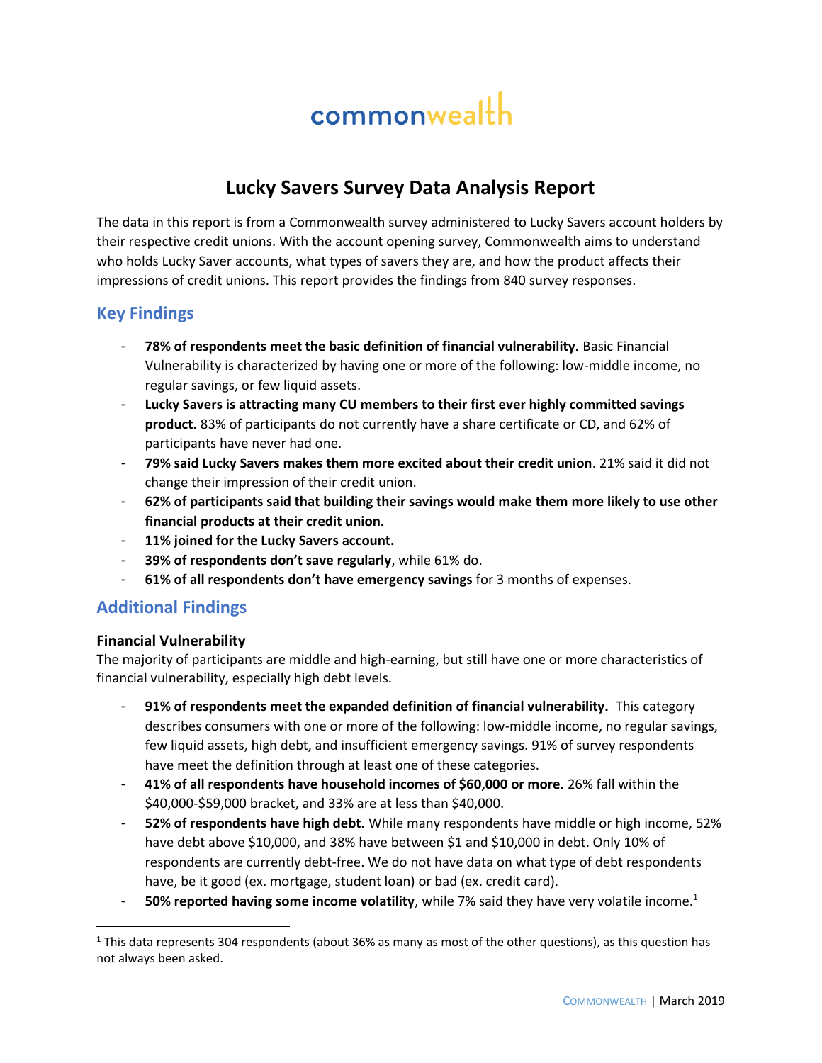# commonwealth

## Lucky Savers Survey Data Analysis Report

The data in this report is from a Commonwealth survey administered to Lucky Savers account holders by their respective credit unions. With the account opening survey, Commonwealth aims to understand who holds Lucky Saver accounts, what types of savers they are, and how the product affects their impressions of credit unions. This report provides the findings from 840 survey responses.

### Key Findings

- **78% of respondents meet the basic definition of financial vulnerability.** Basic Financial Vulnerability is characterized by having one or more of the following: low-middle income, no regular savings, or few liquid assets.
- **Lucky Savers is attracting many CU members to their first ever highly committed savings product.** 83% of participants do not currently have a share certificate or CD, and 62% of participants have never had one.
- **79% said Lucky Savers makes them more excited about their credit union**. 21% said it did not change their impression of their credit union.
- **62% of participants said that building their savings would make them more likely to use other financial products at their credit union.**
- **11% joined for the Lucky Savers account.**
- **39% of respondents don't save regularly**, while 61% do.
- **61% of all respondents don't have emergency savings** for 3 months of expenses.

### Additional Findings

#### Financial Vulnerability

The majority of participants are middle and high-earning, but still have one or more characteristics of financial vulnerability, especially high debt levels.

- **91% of respondents meet the expanded definition of financial vulnerability.** This category describes consumers with one or more of the following: low-middle income, no regular savings, few liquid assets, high debt, and insufficient emergency savings. 91% of survey respondents have meet the definition through at least one of these categories.
- **41% of all respondents have household incomes of $60,000 or more.** 26% fall within the $40,000-$59,000 bracket, and 33% are at less than $40,000.
- **52% of respondents have high debt.** While many respondents have middle or high income, 52% have debt above $10,000, and 38% have between $1 and $10,000 in debt. Only 10% of respondents are currently debt-free. We do not have data on what type of debt respondents have, be it good (ex. mortgage, student loan) or bad (ex. credit card).
- **50% reported having some income volatility**, while 7% said they have very volatile income.[1]

[1] This data represents 304 respondents (about 36% as many as most of the other questions), as this question has not always been asked.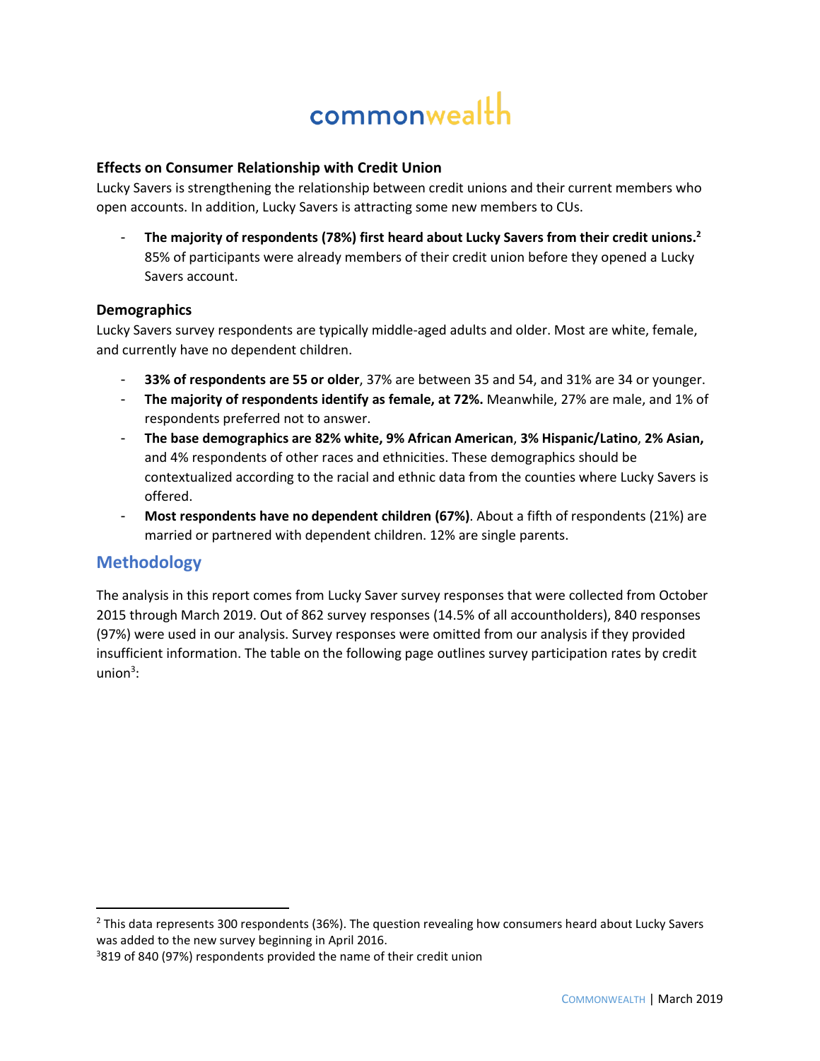**Effects on Consumer Relationship with Credit Union**

Lucky Savers is strengthening the relationship between credit unions and their current members who open accounts. In addition, Lucky Savers is attracting some new members to CUs.

- **The majority of respondents (78%) first heard about Lucky Savers from their credit unions.**[2] 85% of participants were already members of their credit union before they opened a Lucky Savers account.

**Demographics**

Lucky Savers survey respondents are typically middle-aged adults and older. Most are white, female, and currently have no dependent children.

- **33% of respondents are 55 or older**, 37% are between 35 and 54, and 31% are 34 or younger.
- **The majority of respondents identify as female, at 72%.** Meanwhile, 27% are male, and 1% of respondents preferred not to answer.
- **The base demographics are 82% white, 9% African American**, **3% Hispanic/Latino**, **2% Asian,** and 4% respondents of other races and ethnicities. These demographics should be contextualized according to the racial and ethnic data from the counties where Lucky Savers is offered.
- **Most respondents have no dependent children (67%)**. About a fifth of respondents (21%) are married or partnered with dependent children. 12% are single parents.

## Methodology

The analysis in this report comes from Lucky Saver survey responses that were collected from October 2015 through March 2019. Out of 862 survey responses (14.5% of all accountholders), 840 responses (97%) were used in our analysis. Survey responses were omitted from our analysis if they provided insufficient information. The table on the following page outlines survey participation rates by credit union[3]:

---

[2] This data represents 300 respondents (36%). The question revealing how consumers heard about Lucky Savers was added to the new survey beginning in April 2016.

[3] 819 of 840 (97%) respondents provided the name of their credit union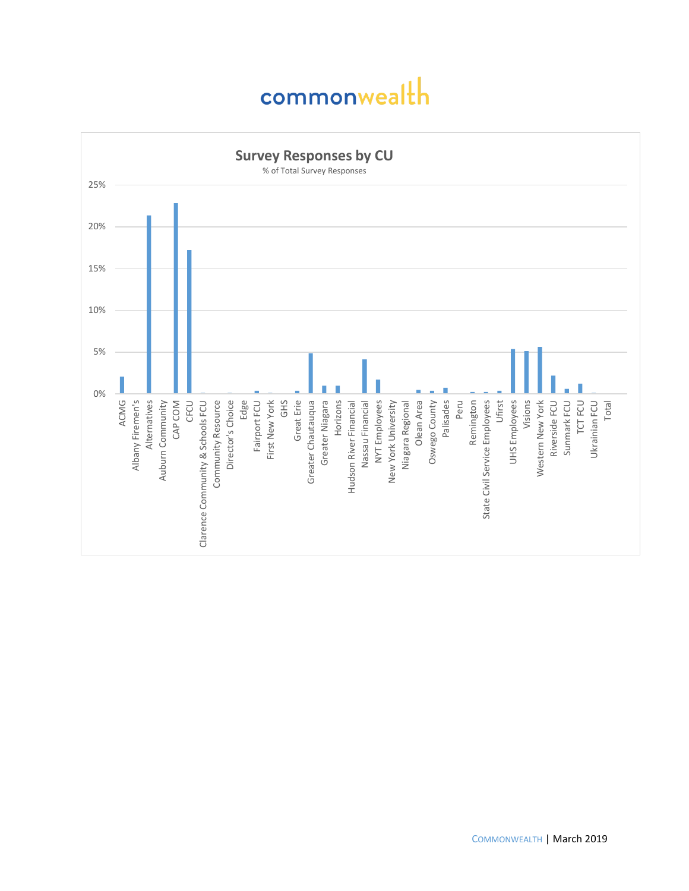commonwealth

**Survey Responses by CU**

% of Total Survey Responses

25%
20%
15%
10%
5%
0%

ACMG
Albany Firemen's
Alternatives
Auburn Community
CAP COM
CFCU
Clarence Community & Schools FCU
Community Resource
Director's Choice
Edge
Fairport FCU
First New York
GHS
Great Erie
Greater Chautauqua
Greater Niagara
Horizons
Hudson River Financial
Nassau Financial
NYT Employees
New York University
Niagara Regional
Olean Area
Oswego County
Palisades
Peru
Remington
State Civil Service Employees
Ufirst
UHS Employees
Visions
Western New York
Riverside FCU
Sunmark FCU
TCT FCU
Ukrainian FCU
Total